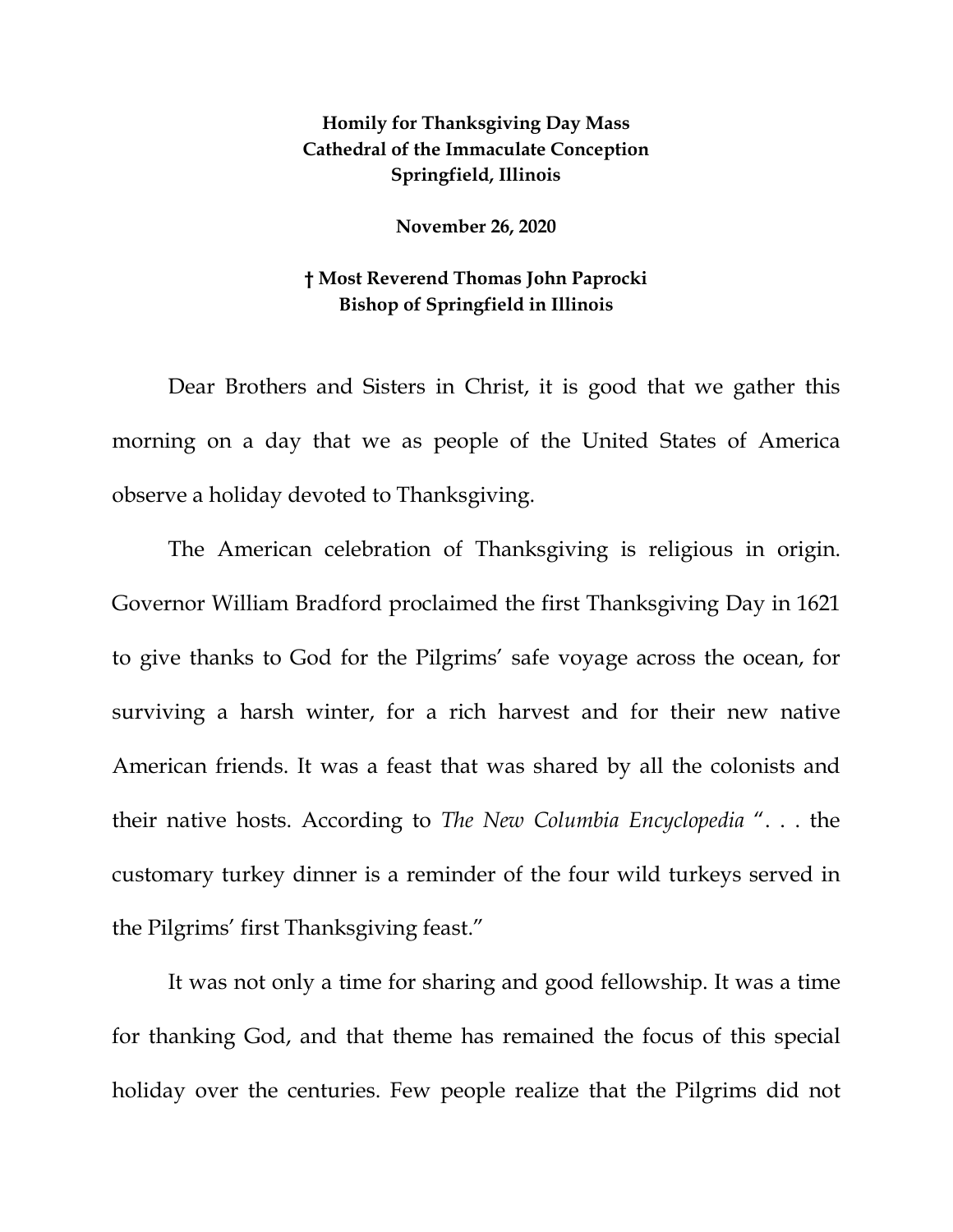**Homily for Thanksgiving Day Mass**
**Cathedral of the Immaculate Conception**
**Springfield, Illinois**

**November 26, 2020**

**† Most Reverend Thomas John Paprocki**
**Bishop of Springfield in Illinois**

Dear Brothers and Sisters in Christ, it is good that we gather this morning on a day that we as people of the United States of America observe a holiday devoted to Thanksgiving.

The American celebration of Thanksgiving is religious in origin. Governor William Bradford proclaimed the first Thanksgiving Day in 1621 to give thanks to God for the Pilgrims' safe voyage across the ocean, for surviving a harsh winter, for a rich harvest and for their new native American friends. It was a feast that was shared by all the colonists and their native hosts. According to *The New Columbia Encyclopedia* ". . . the customary turkey dinner is a reminder of the four wild turkeys served in the Pilgrims' first Thanksgiving feast."

It was not only a time for sharing and good fellowship. It was a time for thanking God, and that theme has remained the focus of this special holiday over the centuries. Few people realize that the Pilgrims did not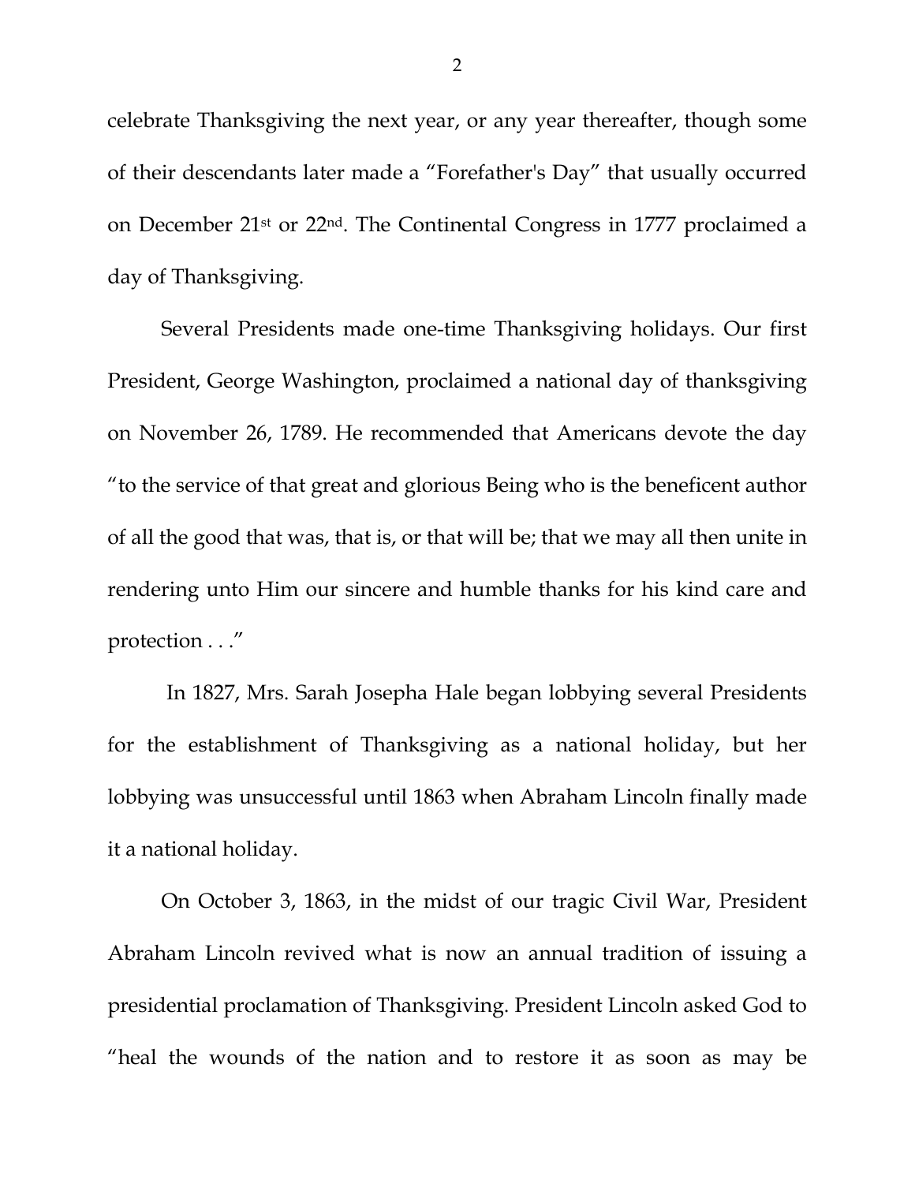celebrate Thanksgiving the next year, or any year thereafter, though some of their descendants later made a "Forefather's Day" that usually occurred on December 21st or 22nd. The Continental Congress in 1777 proclaimed a day of Thanksgiving.

Several Presidents made one-time Thanksgiving holidays. Our first President, George Washington, proclaimed a national day of thanksgiving on November 26, 1789. He recommended that Americans devote the day "to the service of that great and glorious Being who is the beneficent author of all the good that was, that is, or that will be; that we may all then unite in rendering unto Him our sincere and humble thanks for his kind care and protection . . ."

In 1827, Mrs. Sarah Josepha Hale began lobbying several Presidents for the establishment of Thanksgiving as a national holiday, but her lobbying was unsuccessful until 1863 when Abraham Lincoln finally made it a national holiday.

On October 3, 1863, in the midst of our tragic Civil War, President Abraham Lincoln revived what is now an annual tradition of issuing a presidential proclamation of Thanksgiving. President Lincoln asked God to "heal the wounds of the nation and to restore it as soon as may be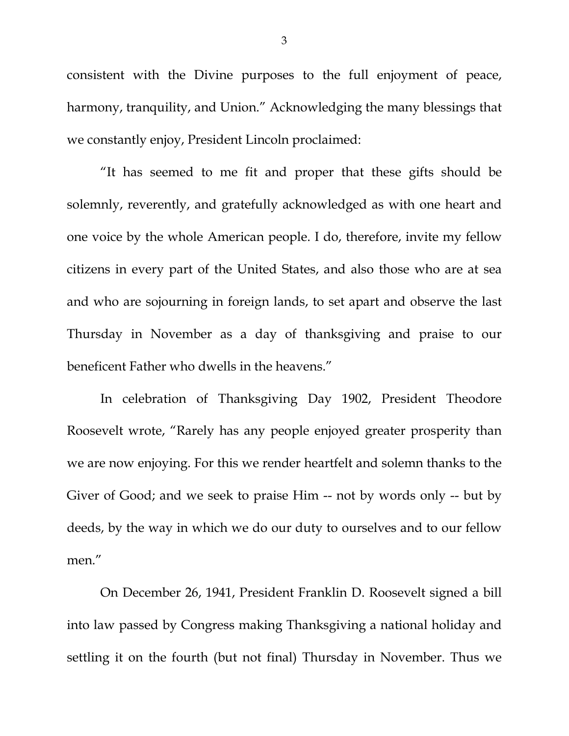consistent with the Divine purposes to the full enjoyment of peace, harmony, tranquility, and Union." Acknowledging the many blessings that we constantly enjoy, President Lincoln proclaimed:

"It has seemed to me fit and proper that these gifts should be solemnly, reverently, and gratefully acknowledged as with one heart and one voice by the whole American people. I do, therefore, invite my fellow citizens in every part of the United States, and also those who are at sea and who are sojourning in foreign lands, to set apart and observe the last Thursday in November as a day of thanksgiving and praise to our beneficent Father who dwells in the heavens."

In celebration of Thanksgiving Day 1902, President Theodore Roosevelt wrote, "Rarely has any people enjoyed greater prosperity than we are now enjoying. For this we render heartfelt and solemn thanks to the Giver of Good; and we seek to praise Him -- not by words only -- but by deeds, by the way in which we do our duty to ourselves and to our fellow men."

On December 26, 1941, President Franklin D. Roosevelt signed a bill into law passed by Congress making Thanksgiving a national holiday and settling it on the fourth (but not final) Thursday in November. Thus we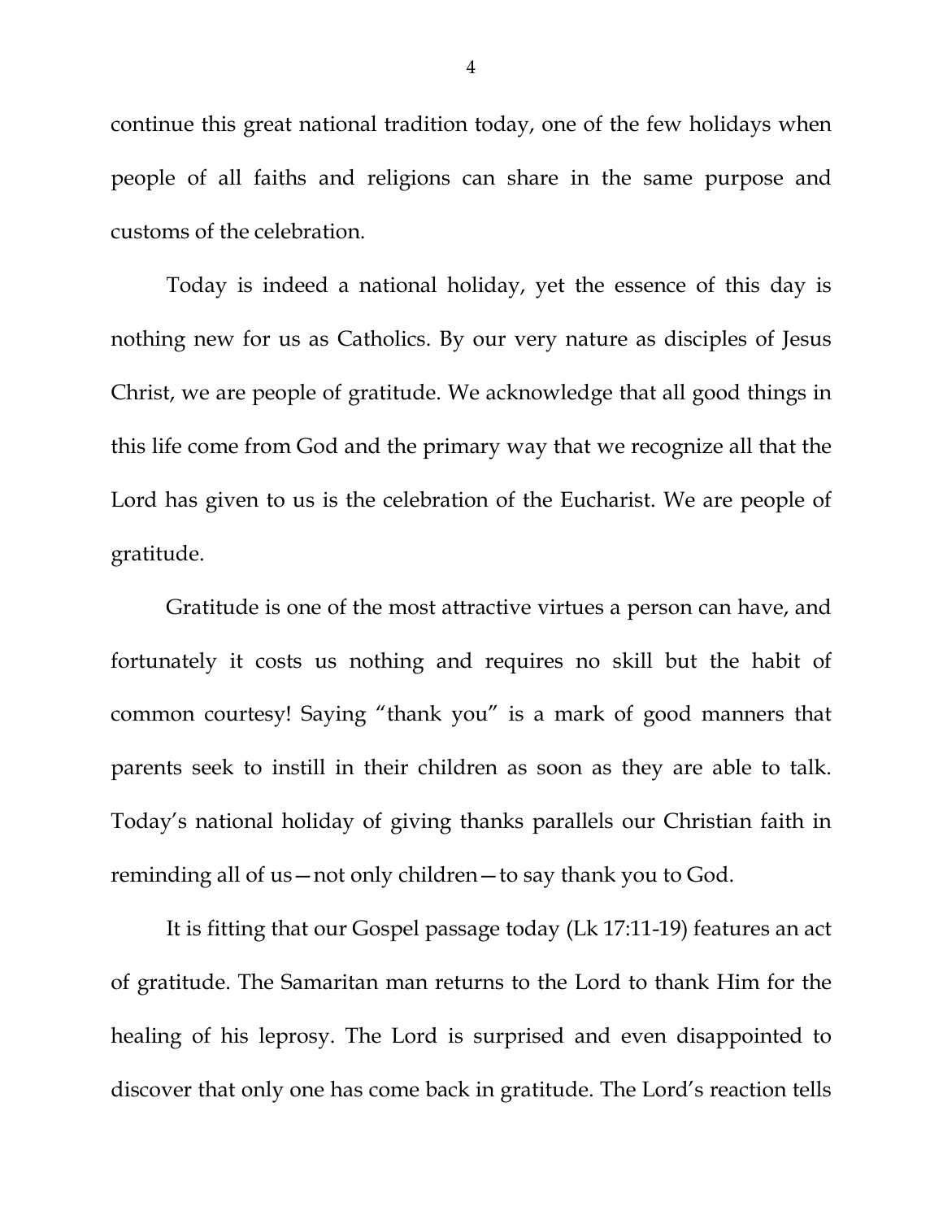continue this great national tradition today, one of the few holidays when people of all faiths and religions can share in the same purpose and customs of the celebration.

Today is indeed a national holiday, yet the essence of this day is nothing new for us as Catholics. By our very nature as disciples of Jesus Christ, we are people of gratitude. We acknowledge that all good things in this life come from God and the primary way that we recognize all that the Lord has given to us is the celebration of the Eucharist. We are people of gratitude.

Gratitude is one of the most attractive virtues a person can have, and fortunately it costs us nothing and requires no skill but the habit of common courtesy! Saying "thank you" is a mark of good manners that parents seek to instill in their children as soon as they are able to talk. Today's national holiday of giving thanks parallels our Christian faith in reminding all of us—not only children—to say thank you to God.

It is fitting that our Gospel passage today (Lk 17:11-19) features an act of gratitude. The Samaritan man returns to the Lord to thank Him for the healing of his leprosy. The Lord is surprised and even disappointed to discover that only one has come back in gratitude. The Lord's reaction tells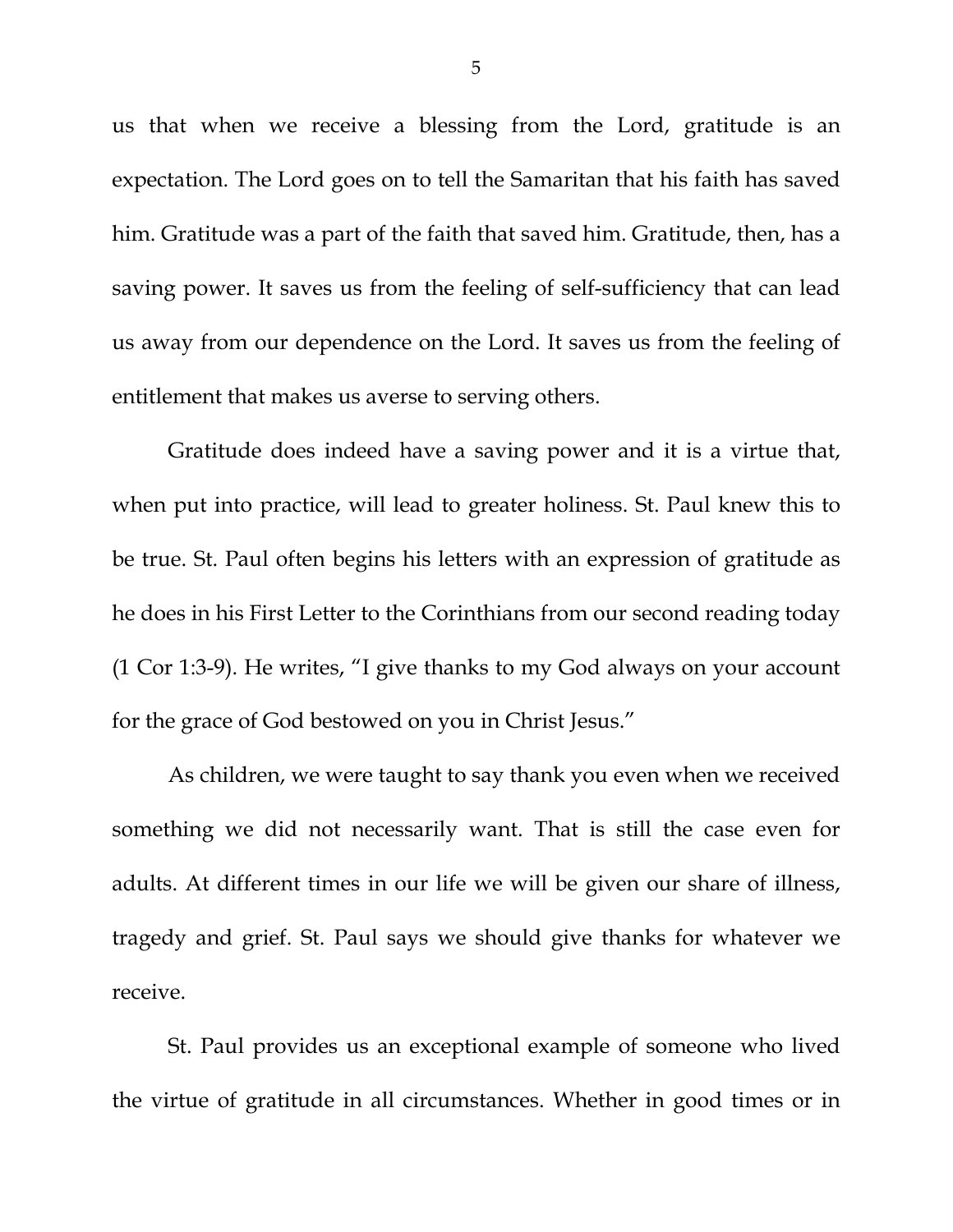us that when we receive a blessing from the Lord, gratitude is an expectation. The Lord goes on to tell the Samaritan that his faith has saved him. Gratitude was a part of the faith that saved him. Gratitude, then, has a saving power. It saves us from the feeling of self-sufficiency that can lead us away from our dependence on the Lord. It saves us from the feeling of entitlement that makes us averse to serving others.

Gratitude does indeed have a saving power and it is a virtue that, when put into practice, will lead to greater holiness. St. Paul knew this to be true. St. Paul often begins his letters with an expression of gratitude as he does in his First Letter to the Corinthians from our second reading today (1 Cor 1:3-9). He writes, "I give thanks to my God always on your account for the grace of God bestowed on you in Christ Jesus."

As children, we were taught to say thank you even when we received something we did not necessarily want. That is still the case even for adults. At different times in our life we will be given our share of illness, tragedy and grief. St. Paul says we should give thanks for whatever we receive.

St. Paul provides us an exceptional example of someone who lived the virtue of gratitude in all circumstances. Whether in good times or in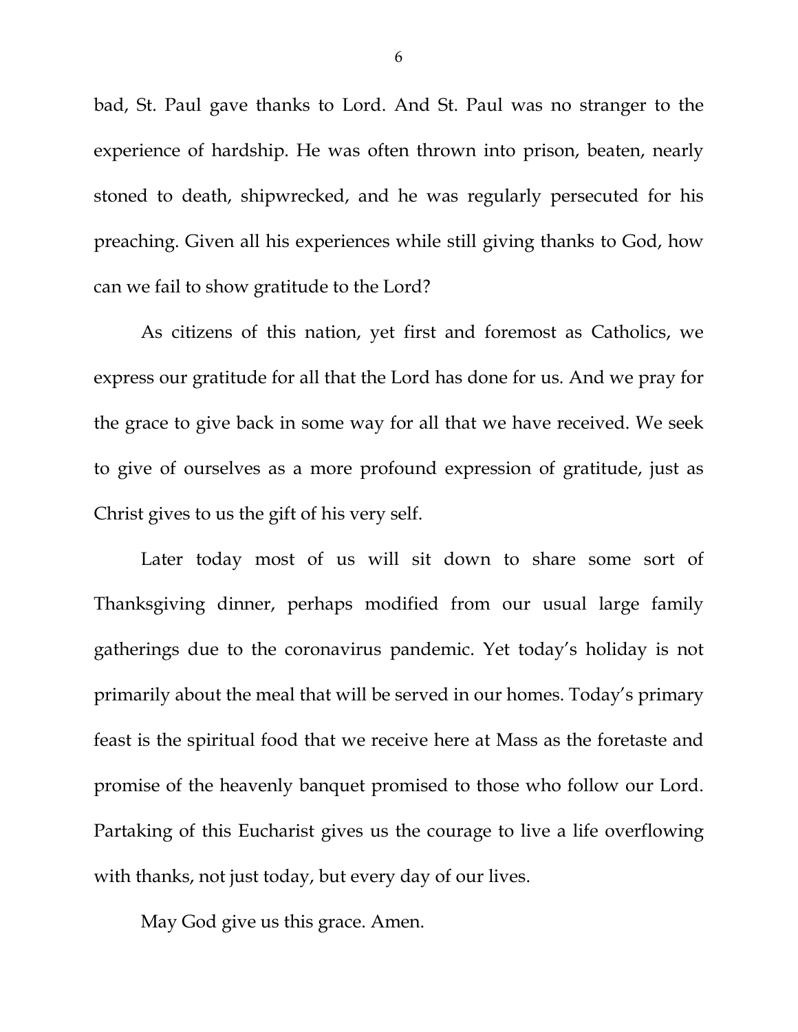bad, St. Paul gave thanks to Lord. And St. Paul was no stranger to the experience of hardship. He was often thrown into prison, beaten, nearly stoned to death, shipwrecked, and he was regularly persecuted for his preaching. Given all his experiences while still giving thanks to God, how can we fail to show gratitude to the Lord?

As citizens of this nation, yet first and foremost as Catholics, we express our gratitude for all that the Lord has done for us. And we pray for the grace to give back in some way for all that we have received. We seek to give of ourselves as a more profound expression of gratitude, just as Christ gives to us the gift of his very self.

Later today most of us will sit down to share some sort of Thanksgiving dinner, perhaps modified from our usual large family gatherings due to the coronavirus pandemic. Yet today's holiday is not primarily about the meal that will be served in our homes. Today's primary feast is the spiritual food that we receive here at Mass as the foretaste and promise of the heavenly banquet promised to those who follow our Lord. Partaking of this Eucharist gives us the courage to live a life overflowing with thanks, not just today, but every day of our lives.

May God give us this grace. Amen.